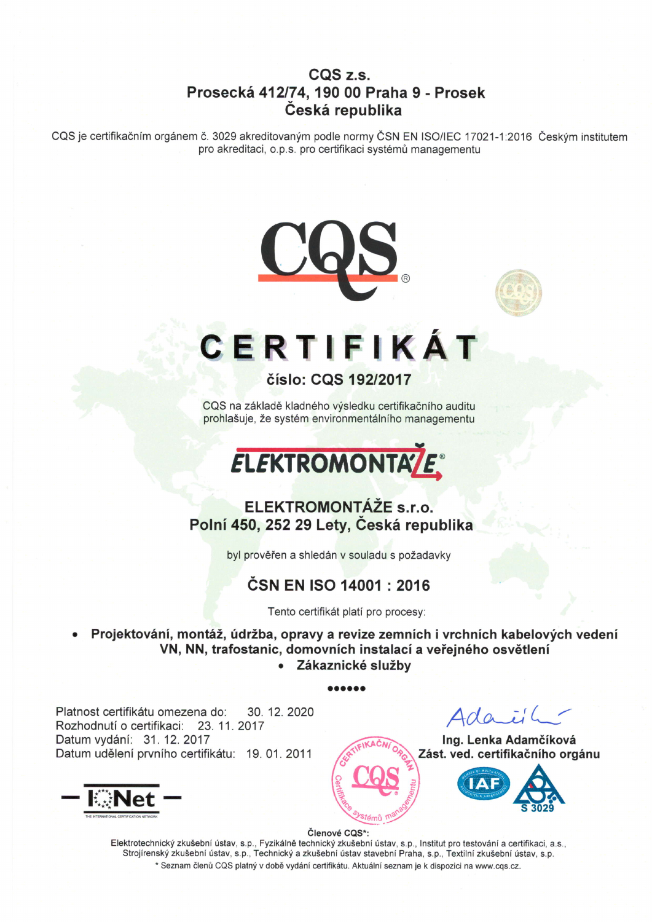**CQS z.s.**
**Prosecká 412/74, 190 00 Praha 9 - Prosek**
**Česká republika**

CQS je certifikačním orgánem č. 3029 akreditovaným podle normy ČSN EN ISO/IEC 17021-1:2016 Českým institutem pro akreditaci, o.p.s. pro certifikaci systémů managementu

CQS®

# CERTIFIKÁT

**číslo: CQS 192/2017**

CQS na základě kladného výsledku certifikačního auditu prohlašuje, že systém environmentálního managementu

ELEKTROMONTÁŽE®

**ELEKTROMONTÁŽE s.r.o.**
**Polní 450, 252 29 Lety, Česká republika**

byl prověřen a shledán v souladu s požadavky

## ČSN EN ISO 14001 : 2016

Tento certifikát platí pro procesy:

- **Projektování, montáž, údržba, opravy a revize zemních i vrchních kabelových vedení VN, NN, trafostanic, domovních instalací a veřejného osvětlení**
- **Zákaznické služby**

●●●●●●

Platnost certifikátu omezena do: 30. 12. 2020
Rozhodnutí o certifikaci: 23. 11. 2017
Datum vydání: 31. 12. 2017
Datum udělení prvního certifikátu: 19. 01. 2011

Ing. Lenka Adamčíková
**Zást. ved. certifikačního orgánu**

IQNet — THE INTERNATIONAL CERTIFICATION NETWORK

CERTIFIKAČNÍ ORGÁN CQS Certifikace systémů managementu

IAF

S 3029

**Členové CQS\*:**
Elektrotechnický zkušební ústav, s.p., Fyzikálně technický zkušební ústav, s.p., Institut pro testování a certifikaci, a.s., Strojírenský zkušební ústav, s.p., Technický a zkušební ústav stavební Praha, s.p., Textilní zkušební ústav, s.p.

\* Seznam členů CQS platný v době vydání certifikátu. Aktuální seznam je k dispozici na www.cqs.cz.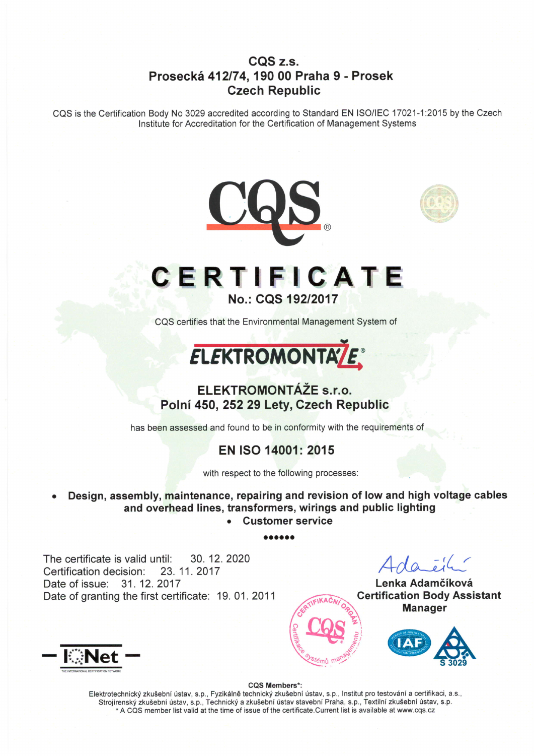**CQS z.s.**
**Prosecká 412/74, 190 00 Praha 9 - Prosek**
**Czech Republic**

CQS is the Certification Body No 3029 accredited according to Standard EN ISO/IEC 17021-1:2015 by the Czech Institute for Accreditation for the Certification of Management Systems

CQS®

# CERTIFICATE

**No.: CQS 192/2017**

CQS certifies that the Environmental Management System of

ELEKTROMONTÁŽE®

**ELEKTROMONTÁŽE s.r.o.**
**Polní 450, 252 29 Lety, Czech Republic**

has been assessed and found to be in conformity with the requirements of

**EN ISO 14001: 2015**

with respect to the following processes:

- **Design, assembly, maintenance, repairing and revision of low and high voltage cables and overhead lines, transformers, wirings and public lighting**
- **Customer service**

••••••

The certificate is valid until: 30. 12. 2020
Certification decision: 23. 11. 2017
Date of issue: 31. 12. 2017
Date of granting the first certificate: 19. 01. 2011

**Lenka Adamčíková**
**Certification Body Assistant Manager**

CERTIFIKAČNÍ ORGÁN CQS Certifikace systémů managementu

IQNet — THE INTERNATIONAL CERTIFICATION NETWORK

IAF

S 3029

**CQS Members\*:**
Elektrotechnický zkušební ústav, s.p., Fyzikálně technický zkušební ústav, s.p., Institut pro testování a certifikaci, a.s., Strojírenský zkušební ústav, s.p., Technický a zkušební ústav stavební Praha, s.p., Textilní zkušební ústav, s.p.
\* A CQS member list valid at the time of issue of the certificate. Current list is available at www.cqs.cz